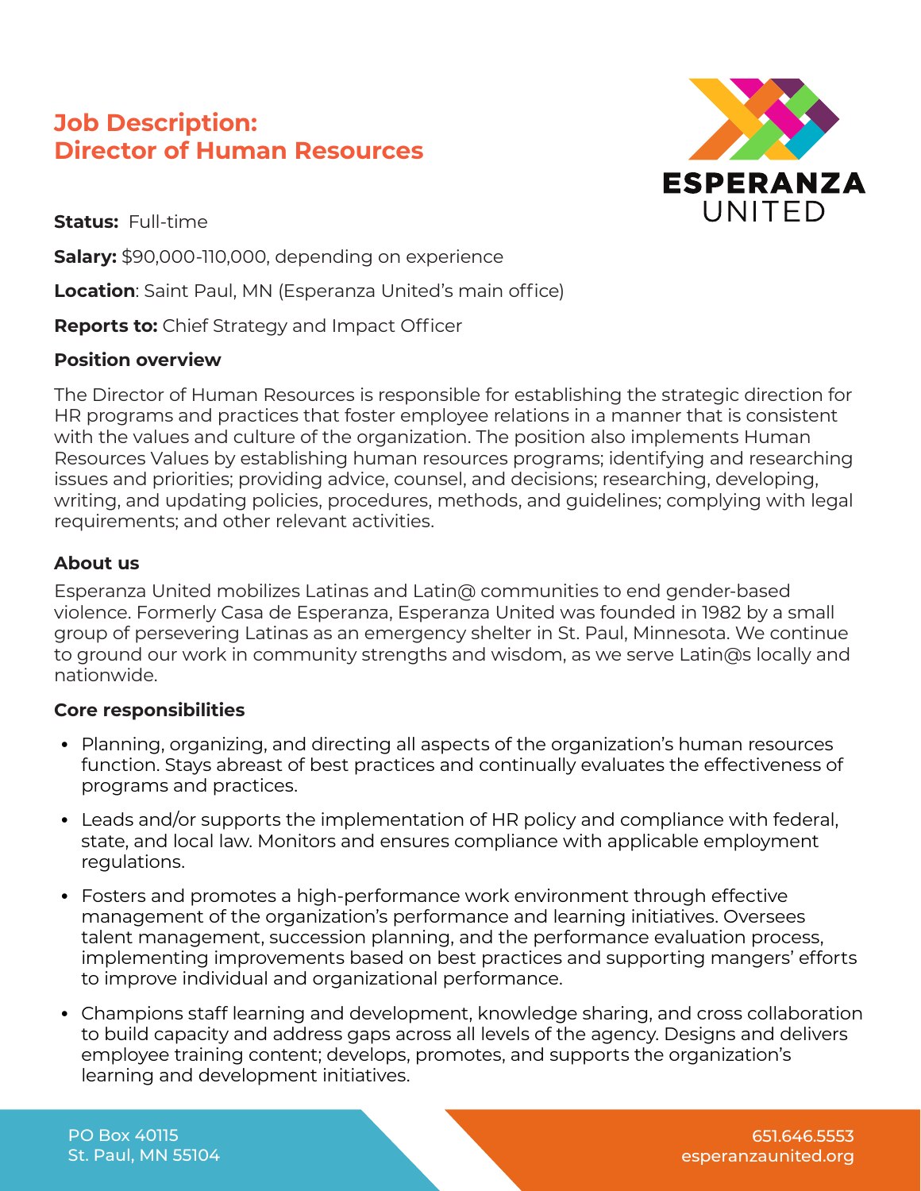# Job Description:
# Director of Human Resources

ESPERANZA UNITED

**Status:** Full-time

**Salary:** $90,000-110,000, depending on experience

**Location**: Saint Paul, MN (Esperanza United's main office)

**Reports to:** Chief Strategy and Impact Officer

## Position overview

The Director of Human Resources is responsible for establishing the strategic direction for HR programs and practices that foster employee relations in a manner that is consistent with the values and culture of the organization. The position also implements Human Resources Values by establishing human resources programs; identifying and researching issues and priorities; providing advice, counsel, and decisions; researching, developing, writing, and updating policies, procedures, methods, and guidelines; complying with legal requirements; and other relevant activities.

## About us

Esperanza United mobilizes Latinas and Latin@ communities to end gender-based violence. Formerly Casa de Esperanza, Esperanza United was founded in 1982 by a small group of persevering Latinas as an emergency shelter in St. Paul, Minnesota. We continue to ground our work in community strengths and wisdom, as we serve Latin@s locally and nationwide.

## Core responsibilities

- Planning, organizing, and directing all aspects of the organization's human resources function. Stays abreast of best practices and continually evaluates the effectiveness of programs and practices.
- Leads and/or supports the implementation of HR policy and compliance with federal, state, and local law. Monitors and ensures compliance with applicable employment regulations.
- Fosters and promotes a high-performance work environment through effective management of the organization's performance and learning initiatives. Oversees talent management, succession planning, and the performance evaluation process, implementing improvements based on best practices and supporting mangers' efforts to improve individual and organizational performance.
- Champions staff learning and development, knowledge sharing, and cross collaboration to build capacity and address gaps across all levels of the agency. Designs and delivers employee training content; develops, promotes, and supports the organization's learning and development initiatives.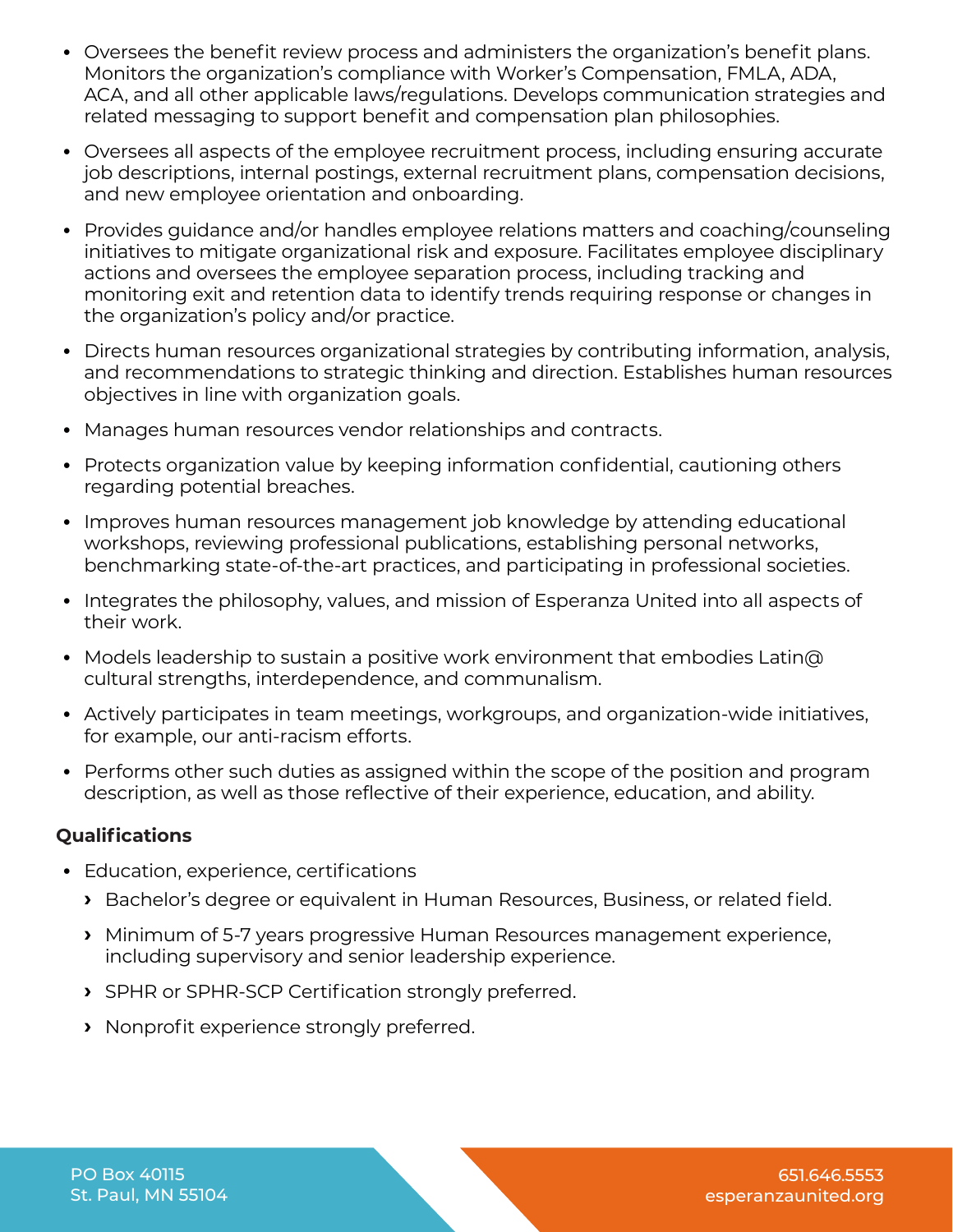- Oversees the benefit review process and administers the organization's benefit plans. Monitors the organization's compliance with Worker's Compensation, FMLA, ADA, ACA, and all other applicable laws/regulations. Develops communication strategies and related messaging to support benefit and compensation plan philosophies.
- Oversees all aspects of the employee recruitment process, including ensuring accurate job descriptions, internal postings, external recruitment plans, compensation decisions, and new employee orientation and onboarding.
- Provides guidance and/or handles employee relations matters and coaching/counseling initiatives to mitigate organizational risk and exposure. Facilitates employee disciplinary actions and oversees the employee separation process, including tracking and monitoring exit and retention data to identify trends requiring response or changes in the organization's policy and/or practice.
- Directs human resources organizational strategies by contributing information, analysis, and recommendations to strategic thinking and direction. Establishes human resources objectives in line with organization goals.
- Manages human resources vendor relationships and contracts.
- Protects organization value by keeping information confidential, cautioning others regarding potential breaches.
- Improves human resources management job knowledge by attending educational workshops, reviewing professional publications, establishing personal networks, benchmarking state-of-the-art practices, and participating in professional societies.
- Integrates the philosophy, values, and mission of Esperanza United into all aspects of their work.
- Models leadership to sustain a positive work environment that embodies Latin@ cultural strengths, interdependence, and communalism.
- Actively participates in team meetings, workgroups, and organization-wide initiatives, for example, our anti-racism efforts.
- Performs other such duties as assigned within the scope of the position and program description, as well as those reflective of their experience, education, and ability.

**Qualifications**

- Education, experience, certifications
  - Bachelor's degree or equivalent in Human Resources, Business, or related field.
  - Minimum of 5-7 years progressive Human Resources management experience, including supervisory and senior leadership experience.
  - SPHR or SPHR-SCP Certification strongly preferred.
  - Nonprofit experience strongly preferred.

PO Box 40115
St. Paul, MN 55104

651.646.5553
esperanzaunited.org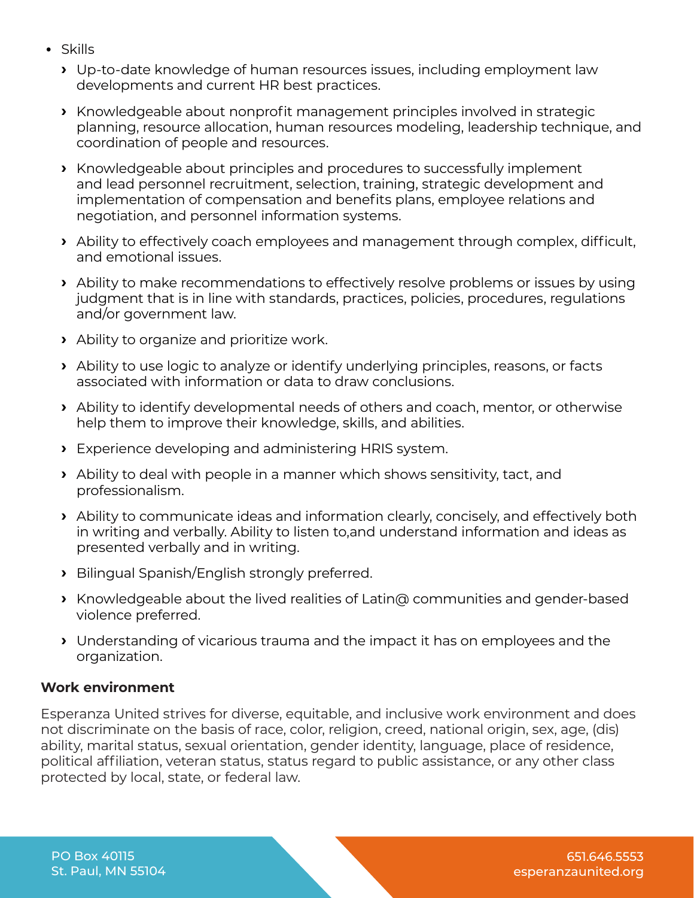- Skills
  - Up-to-date knowledge of human resources issues, including employment law developments and current HR best practices.
  - Knowledgeable about nonprofit management principles involved in strategic planning, resource allocation, human resources modeling, leadership technique, and coordination of people and resources.
  - Knowledgeable about principles and procedures to successfully implement and lead personnel recruitment, selection, training, strategic development and implementation of compensation and benefits plans, employee relations and negotiation, and personnel information systems.
  - Ability to effectively coach employees and management through complex, difficult, and emotional issues.
  - Ability to make recommendations to effectively resolve problems or issues by using judgment that is in line with standards, practices, policies, procedures, regulations and/or government law.
  - Ability to organize and prioritize work.
  - Ability to use logic to analyze or identify underlying principles, reasons, or facts associated with information or data to draw conclusions.
  - Ability to identify developmental needs of others and coach, mentor, or otherwise help them to improve their knowledge, skills, and abilities.
  - Experience developing and administering HRIS system.
  - Ability to deal with people in a manner which shows sensitivity, tact, and professionalism.
  - Ability to communicate ideas and information clearly, concisely, and effectively both in writing and verbally. Ability to listen to,and understand information and ideas as presented verbally and in writing.
  - Bilingual Spanish/English strongly preferred.
  - Knowledgeable about the lived realities of Latin@ communities and gender-based violence preferred.
  - Understanding of vicarious trauma and the impact it has on employees and the organization.

**Work environment**

Esperanza United strives for diverse, equitable, and inclusive work environment and does not discriminate on the basis of race, color, religion, creed, national origin, sex, age, (dis) ability, marital status, sexual orientation, gender identity, language, place of residence, political affiliation, veteran status, status regard to public assistance, or any other class protected by local, state, or federal law.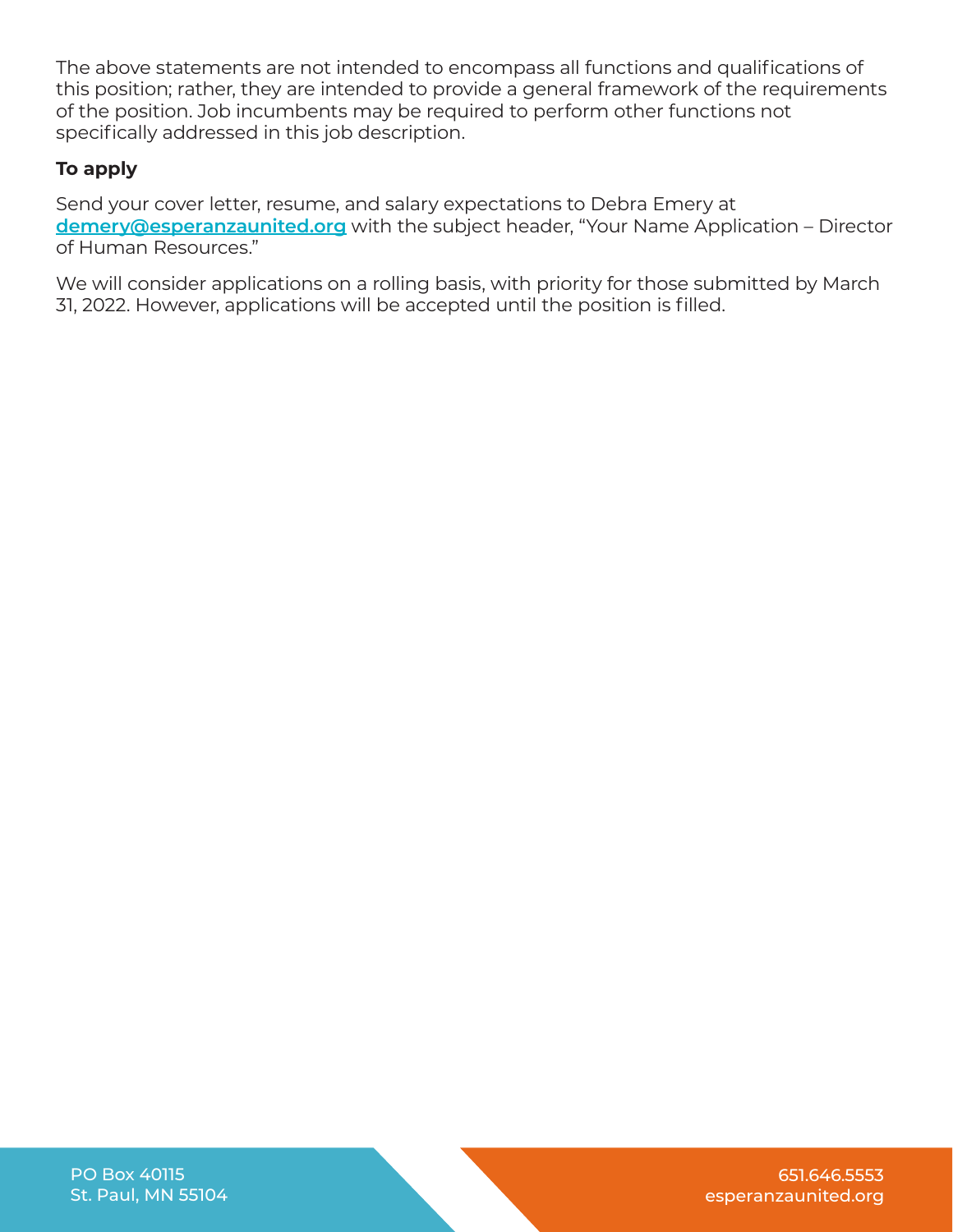The above statements are not intended to encompass all functions and qualifications of this position; rather, they are intended to provide a general framework of the requirements of the position. Job incumbents may be required to perform other functions not specifically addressed in this job description.

**To apply**

Send your cover letter, resume, and salary expectations to Debra Emery at **demery@esperanzaunited.org** with the subject header, "Your Name Application – Director of Human Resources."

We will consider applications on a rolling basis, with priority for those submitted by March 31, 2022. However, applications will be accepted until the position is filled.

PO Box 40115
St. Paul, MN 55104

651.646.5553
esperanzaunited.org